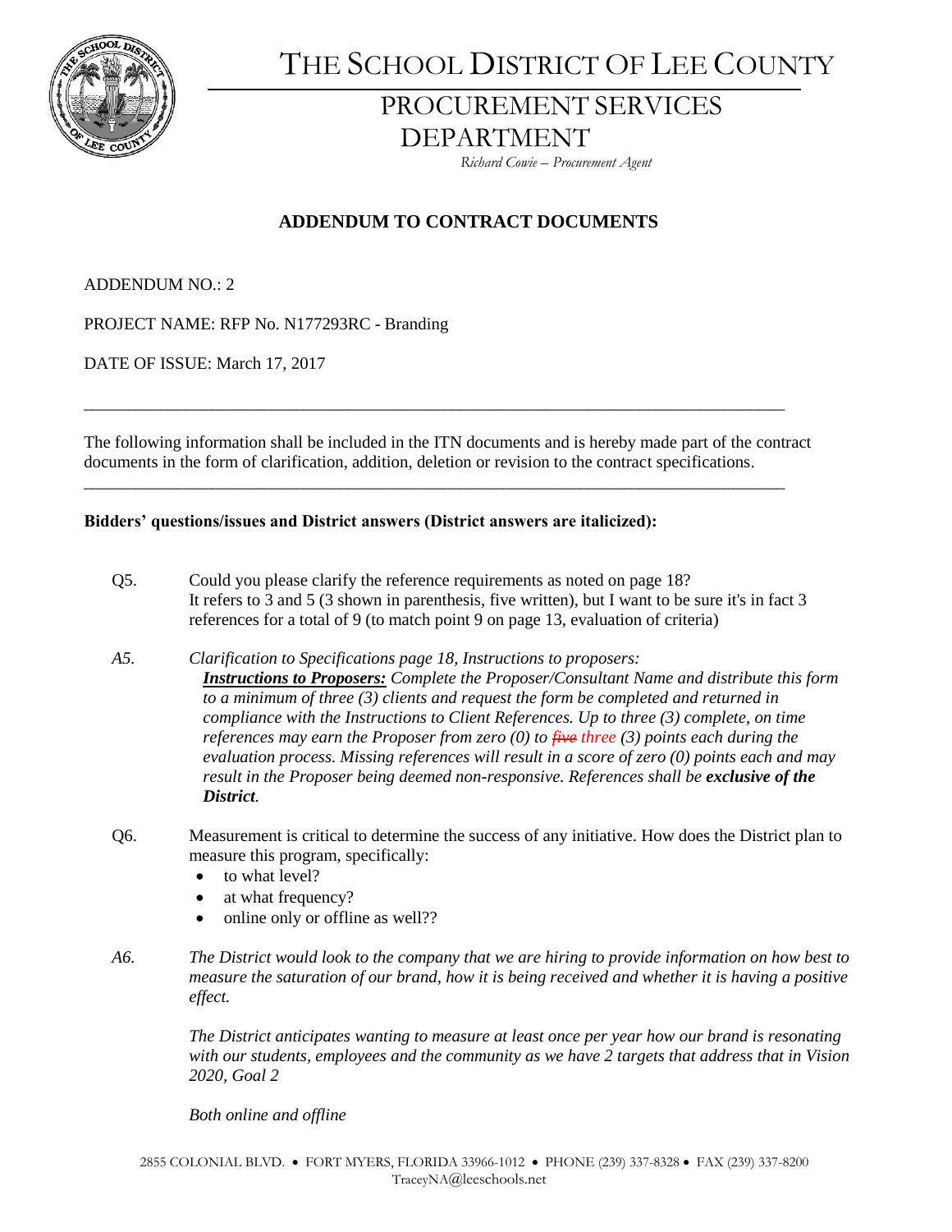# THE SCHOOL DISTRICT OF LEE COUNTY

## PROCUREMENT SERVICES DEPARTMENT

*Richard Cowie – Procurement Agent*

### ADDENDUM TO CONTRACT DOCUMENTS

ADDENDUM NO.: 2

PROJECT NAME: RFP No. N177293RC - Branding

DATE OF ISSUE: March 17, 2017

---

The following information shall be included in the ITN documents and is hereby made part of the contract documents in the form of clarification, addition, deletion or revision to the contract specifications.

---

**Bidders' questions/issues and District answers (District answers are italicized):**

Q5. Could you please clarify the reference requirements as noted on page 18? It refers to 3 and 5 (3 shown in parenthesis, five written), but I want to be sure it's in fact 3 references for a total of 9 (to match point 9 on page 13, evaluation of criteria)

*A5. Clarification to Specifications page 18, Instructions to proposers:*
***Instructions to Proposers:*** *Complete the Proposer/Consultant Name and distribute this form to a minimum of three (3) clients and request the form be completed and returned in compliance with the Instructions to Client References. Up to three (3) complete, on time references may earn the Proposer from zero (0) to ~~five~~ three (3) points each during the evaluation process. Missing references will result in a score of zero (0) points each and may result in the Proposer being deemed non-responsive. References shall be* ***exclusive of the District****.*

Q6. Measurement is critical to determine the success of any initiative. How does the District plan to measure this program, specifically:

- to what level?
- at what frequency?
- online only or offline as well??

*A6. The District would look to the company that we are hiring to provide information on how best to measure the saturation of our brand, how it is being received and whether it is having a positive effect.*

*The District anticipates wanting to measure at least once per year how our brand is resonating with our students, employees and the community as we have 2 targets that address that in Vision 2020, Goal 2*

*Both online and offline*

2855 COLONIAL BLVD. • FORT MYERS, FLORIDA 33966-1012 • PHONE (239) 337-8328 • FAX (239) 337-8200
TraceyNA@leeschools.net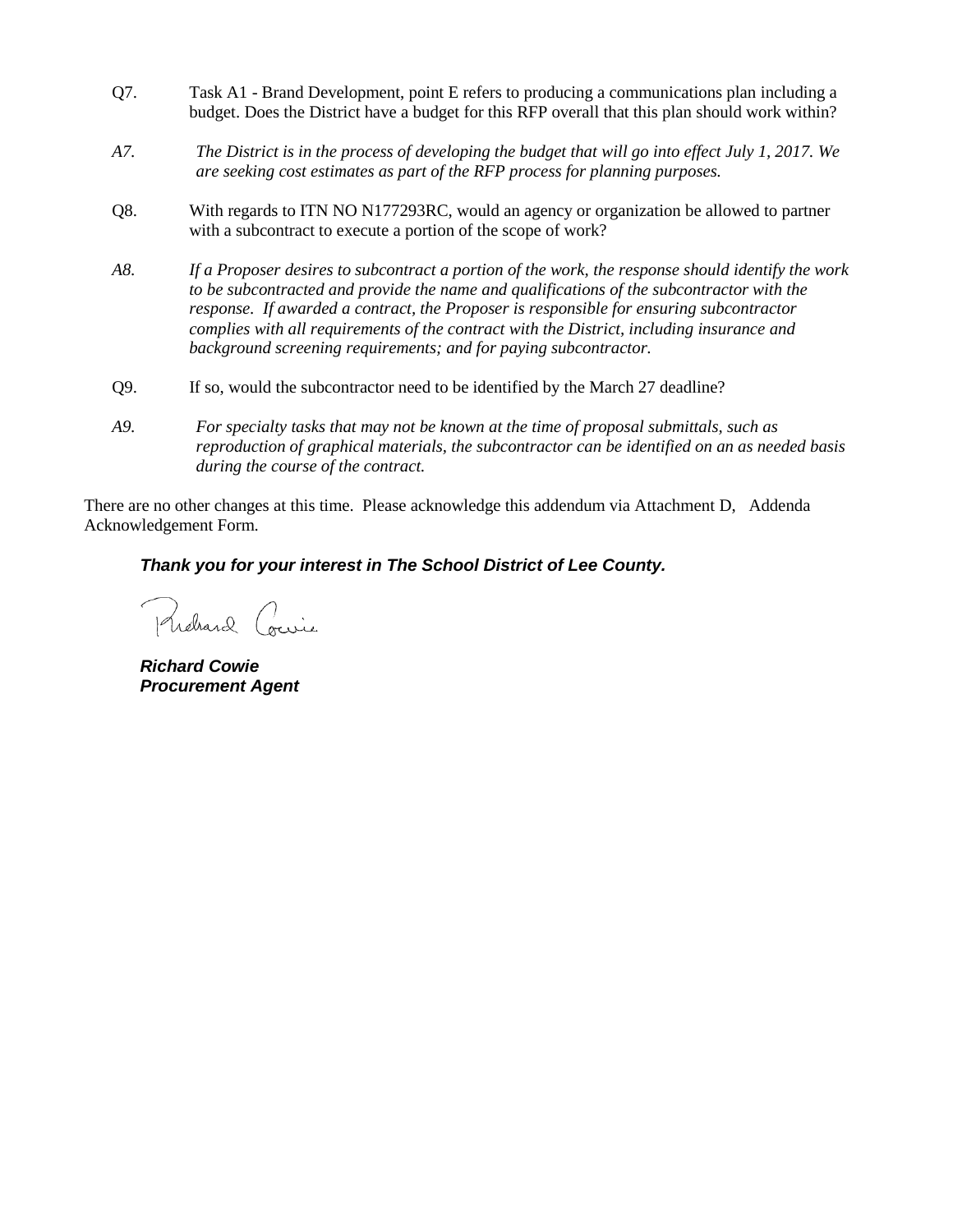Q7. Task A1 - Brand Development, point E refers to producing a communications plan including a budget. Does the District have a budget for this RFP overall that this plan should work within?

*A7. The District is in the process of developing the budget that will go into effect July 1, 2017. We are seeking cost estimates as part of the RFP process for planning purposes.*

Q8. With regards to ITN NO N177293RC, would an agency or organization be allowed to partner with a subcontract to execute a portion of the scope of work?

*A8. If a Proposer desires to subcontract a portion of the work, the response should identify the work to be subcontracted and provide the name and qualifications of the subcontractor with the response. If awarded a contract, the Proposer is responsible for ensuring subcontractor complies with all requirements of the contract with the District, including insurance and background screening requirements; and for paying subcontractor.*

Q9. If so, would the subcontractor need to be identified by the March 27 deadline?

*A9. For specialty tasks that may not be known at the time of proposal submittals, such as reproduction of graphical materials, the subcontractor can be identified on an as needed basis during the course of the contract.*

There are no other changes at this time. Please acknowledge this addendum via Attachment D, Addenda Acknowledgement Form.

***Thank you for your interest in The School District of Lee County.***

Richard Cowie

***Richard Cowie***
***Procurement Agent***